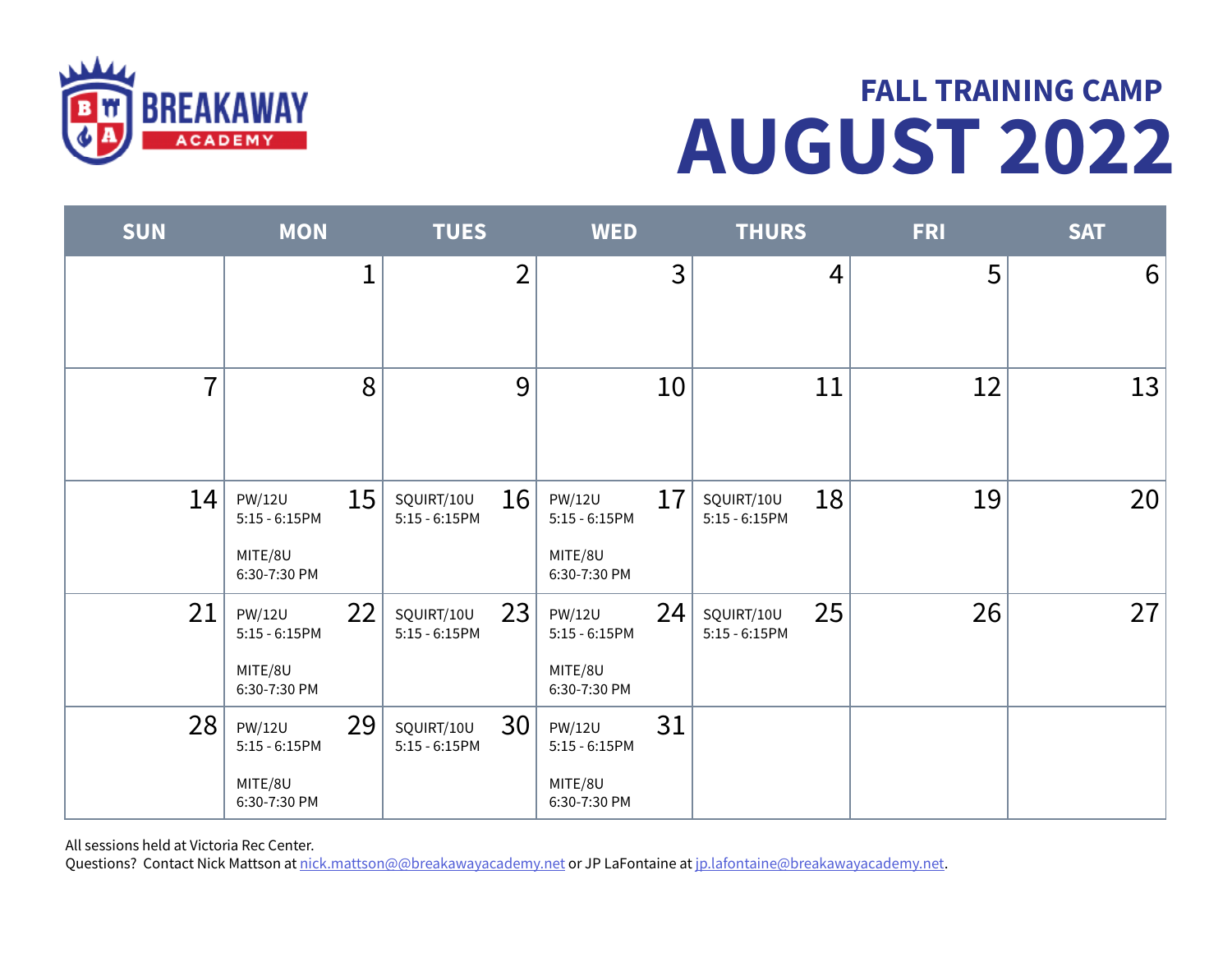BREAKAWAY ACADEMY

## FALL TRAINING CAMP

# AUGUST 2022

| SUN | MON | TUES | WED | THURS | FRI | SAT |
|---|---|---|---|---|---|---|
| | 1 | 2 | 3 | 4 | 5 | 6 |
| 7 | 8 | 9 | 10 | 11 | 12 | 13 |
| 14 | 15<br>PW/12U<br>5:15 - 6:15PM<br><br>MITE/8U<br>6:30-7:30 PM | 16<br>SQUIRT/10U<br>5:15 - 6:15PM | 17<br>PW/12U<br>5:15 - 6:15PM<br><br>MITE/8U<br>6:30-7:30 PM | 18<br>SQUIRT/10U<br>5:15 - 6:15PM | 19 | 20 |
| 21 | 22<br>PW/12U<br>5:15 - 6:15PM<br><br>MITE/8U<br>6:30-7:30 PM | 23<br>SQUIRT/10U<br>5:15 - 6:15PM | 24<br>PW/12U<br>5:15 - 6:15PM<br><br>MITE/8U<br>6:30-7:30 PM | 25<br>SQUIRT/10U<br>5:15 - 6:15PM | 26 | 27 |
| 28 | 29<br>PW/12U<br>5:15 - 6:15PM<br><br>MITE/8U<br>6:30-7:30 PM | 30<br>SQUIRT/10U<br>5:15 - 6:15PM | 31<br>PW/12U<br>5:15 - 6:15PM<br><br>MITE/8U<br>6:30-7:30 PM | | | |

All sessions held at Victoria Rec Center.
Questions? Contact Nick Mattson at nick.mattson@@breakawayacademy.net or JP LaFontaine at jp.lafontaine@breakawayacademy.net.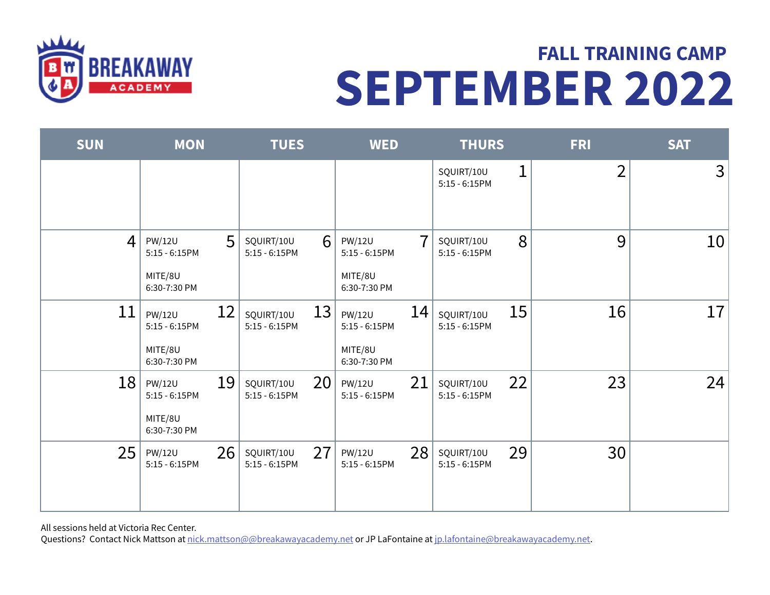BREAKAWAY ACADEMY

## FALL TRAINING CAMP

# SEPTEMBER 2022

| SUN | MON | TUES | WED | THURS | FRI | SAT |
|---|---|---|---|---|---|---|
| | | | | 1<br>SQUIRT/10U<br>5:15 - 6:15PM | 2 | 3 |
| 4 | 5<br>PW/12U<br>5:15 - 6:15PM<br><br>MITE/8U<br>6:30-7:30 PM | 6<br>SQUIRT/10U<br>5:15 - 6:15PM | 7<br>PW/12U<br>5:15 - 6:15PM<br><br>MITE/8U<br>6:30-7:30 PM | 8<br>SQUIRT/10U<br>5:15 - 6:15PM | 9 | 10 |
| 11 | 12<br>PW/12U<br>5:15 - 6:15PM<br><br>MITE/8U<br>6:30-7:30 PM | 13<br>SQUIRT/10U<br>5:15 - 6:15PM | 14<br>PW/12U<br>5:15 - 6:15PM<br><br>MITE/8U<br>6:30-7:30 PM | 15<br>SQUIRT/10U<br>5:15 - 6:15PM | 16 | 17 |
| 18 | 19<br>PW/12U<br>5:15 - 6:15PM<br><br>MITE/8U<br>6:30-7:30 PM | 20<br>SQUIRT/10U<br>5:15 - 6:15PM | 21<br>PW/12U<br>5:15 - 6:15PM | 22<br>SQUIRT/10U<br>5:15 - 6:15PM | 23 | 24 |
| 25 | 26<br>PW/12U<br>5:15 - 6:15PM | 27<br>SQUIRT/10U<br>5:15 - 6:15PM | 28<br>PW/12U<br>5:15 - 6:15PM | 29<br>SQUIRT/10U<br>5:15 - 6:15PM | 30 | |

All sessions held at Victoria Rec Center.
Questions? Contact Nick Mattson at nick.mattson@@breakawayacademy.net or JP LaFontaine at jp.lafontaine@breakawayacademy.net.